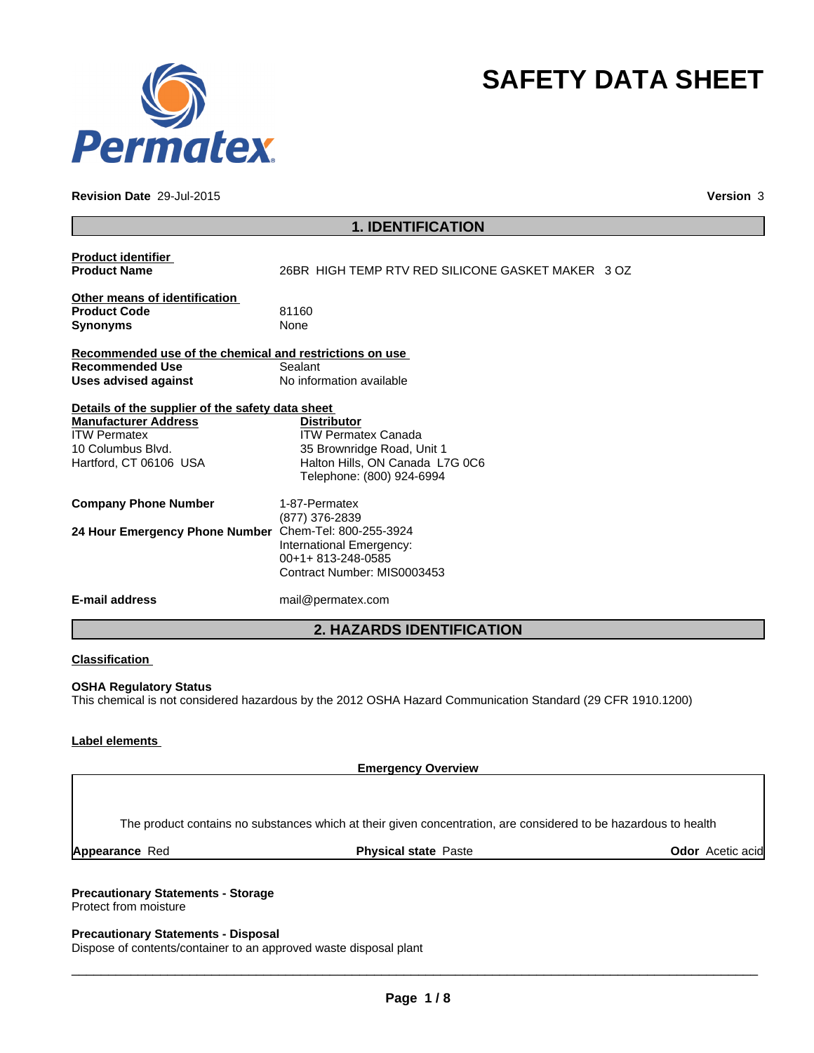# SAFETY DATA SHEET

Permatex

**Revision Date** 29-Jul-2015 **Version** 3

## 1. IDENTIFICATION

**Product identifier**

| | |
|---|---|
| **Product Name** | 26BR HIGH TEMP RTV RED SILICONE GASKET MAKER 3 OZ |

**Other means of identification**

| | |
|---|---|
| **Product Code** | 81160 |
| **Synonyms** | None |

**Recommended use of the chemical and restrictions on use**

| | |
|---|---|
| **Recommended Use** | Sealant |
| **Uses advised against** | No information available |

**Details of the supplier of the safety data sheet**

**Manufacturer Address**
ITW Permatex
10 Columbus Blvd.
Hartford, CT 06106 USA

**Distributor**
ITW Permatex Canada
35 Brownridge Road, Unit 1
Halton Hills, ON Canada L7G 0C6
Telephone: (800) 924-6994

| | |
|---|---|
| **Company Phone Number** | 1-87-Permatex<br>(877) 376-2839 |
| **24 Hour Emergency Phone Number** | Chem-Tel: 800-255-3924<br>International Emergency:<br>00+1+ 813-248-0585<br>Contract Number: MIS0003453 |
| **E-mail address** | mail@permatex.com |

## 2. HAZARDS IDENTIFICATION

**Classification**

**OSHA Regulatory Status**

This chemical is not considered hazardous by the 2012 OSHA Hazard Communication Standard (29 CFR 1910.1200)

**Label elements**

**Emergency Overview**

The product contains no substances which at their given concentration, are considered to be hazardous to health

**Appearance** Red **Physical state** Paste **Odor** Acetic acid

**Precautionary Statements - Storage**

Protect from moisture

**Precautionary Statements - Disposal**

Dispose of contents/container to an approved waste disposal plant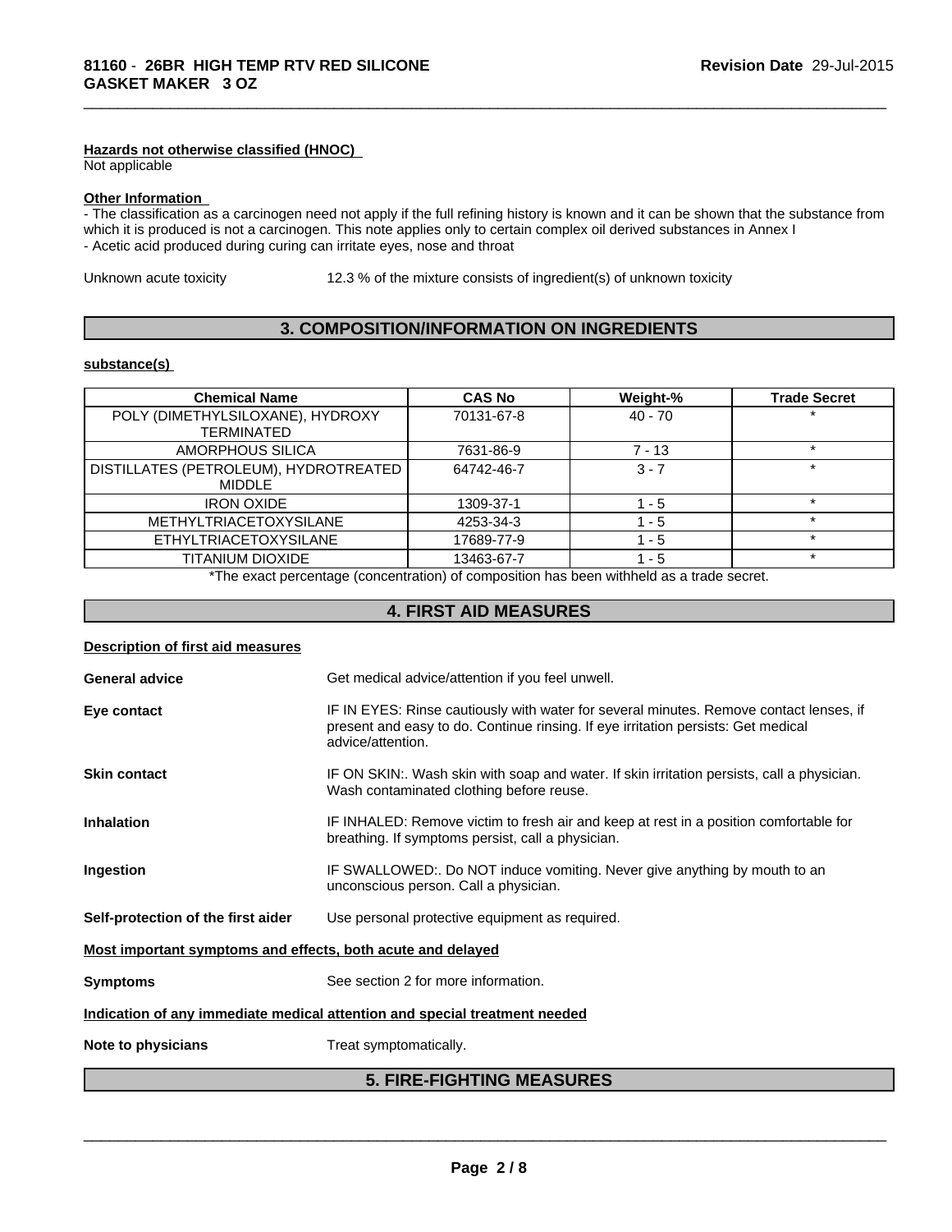#### Hazards not otherwise classified (HNOC)

Not applicable

#### Other Information

- The classification as a carcinogen need not apply if the full refining history is known and it can be shown that the substance from which it is produced is not a carcinogen. This note applies only to certain complex oil derived substances in Annex I
- Acetic acid produced during curing can irritate eyes, nose and throat

Unknown acute toxicity 12.3 % of the mixture consists of ingredient(s) of unknown toxicity

## 3. COMPOSITION/INFORMATION ON INGREDIENTS

#### substance(s)

| Chemical Name | CAS No | Weight-% | Trade Secret |
|---|---|---|---|
| POLY (DIMETHYLSILOXANE), HYDROXY TERMINATED | 70131-67-8 | 40 - 70 | * |
| AMORPHOUS SILICA | 7631-86-9 | 7 - 13 | * |
| DISTILLATES (PETROLEUM), HYDROTREATED MIDDLE | 64742-46-7 | 3 - 7 | * |
| IRON OXIDE | 1309-37-1 | 1 - 5 | * |
| METHYLTRIACETOXYSILANE | 4253-34-3 | 1 - 5 | * |
| ETHYLTRIACETOXYSILANE | 17689-77-9 | 1 - 5 | * |
| TITANIUM DIOXIDE | 13463-67-7 | 1 - 5 | * |

*The exact percentage (concentration) of composition has been withheld as a trade secret.

## 4. FIRST AID MEASURES

#### Description of first aid measures

**General advice** Get medical advice/attention if you feel unwell.

**Eye contact** IF IN EYES: Rinse cautiously with water for several minutes. Remove contact lenses, if present and easy to do. Continue rinsing. If eye irritation persists: Get medical advice/attention.

**Skin contact** IF ON SKIN:. Wash skin with soap and water. If skin irritation persists, call a physician. Wash contaminated clothing before reuse.

**Inhalation** IF INHALED: Remove victim to fresh air and keep at rest in a position comfortable for breathing. If symptoms persist, call a physician.

**Ingestion** IF SWALLOWED:. Do NOT induce vomiting. Never give anything by mouth to an unconscious person. Call a physician.

**Self-protection of the first aider** Use personal protective equipment as required.

#### Most important symptoms and effects, both acute and delayed

**Symptoms** See section 2 for more information.

#### Indication of any immediate medical attention and special treatment needed

**Note to physicians** Treat symptomatically.

## 5. FIRE-FIGHTING MEASURES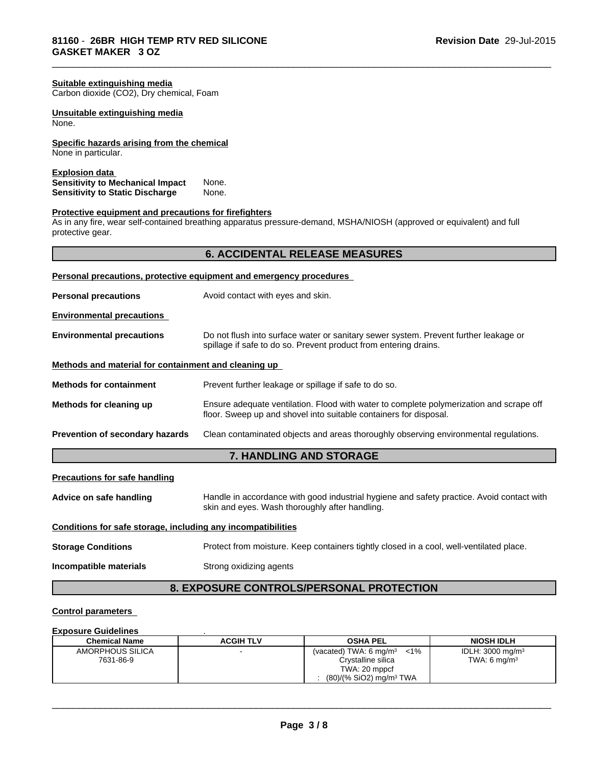**Suitable extinguishing media**
Carbon dioxide ($CO_2$), Dry chemical, Foam

**Unsuitable extinguishing media**
None.

**Specific hazards arising from the chemical**
None in particular.

**Explosion data**
**Sensitivity to Mechanical Impact** None.
**Sensitivity to Static Discharge** None.

**Protective equipment and precautions for firefighters**
As in any fire, wear self-contained breathing apparatus pressure-demand, MSHA/NIOSH (approved or equivalent) and full protective gear.

## 6. ACCIDENTAL RELEASE MEASURES

**Personal precautions, protective equipment and emergency procedures**

**Personal precautions** Avoid contact with eyes and skin.

**Environmental precautions**

**Environmental precautions** Do not flush into surface water or sanitary sewer system. Prevent further leakage or spillage if safe to do so. Prevent product from entering drains.

**Methods and material for containment and cleaning up**

**Methods for containment** Prevent further leakage or spillage if safe to do so.

**Methods for cleaning up** Ensure adequate ventilation. Flood with water to complete polymerization and scrape off floor. Sweep up and shovel into suitable containers for disposal.

**Prevention of secondary hazards** Clean contaminated objects and areas thoroughly observing environmental regulations.

## 7. HANDLING AND STORAGE

**Precautions for safe handling**

**Advice on safe handling** Handle in accordance with good industrial hygiene and safety practice. Avoid contact with skin and eyes. Wash thoroughly after handling.

**Conditions for safe storage, including any incompatibilities**

**Storage Conditions** Protect from moisture. Keep containers tightly closed in a cool, well-ventilated place.

**Incompatible materials** Strong oxidizing agents

## 8. EXPOSURE CONTROLS/PERSONAL PROTECTION

**Control parameters**

**Exposure Guidelines** .

| Chemical Name | ACGIH TLV | OSHA PEL | NIOSH IDLH |
|---|---|---|---|
| AMORPHOUS SILICA 7631-86-9 | - | (vacated) TWA: 6 mg/m³ <1% Crystalline silica TWA: 20 mppcf : (80)/(% $SiO_2$) mg/m³ TWA | IDLH: 3000 mg/m³ TWA: 6 mg/m³ |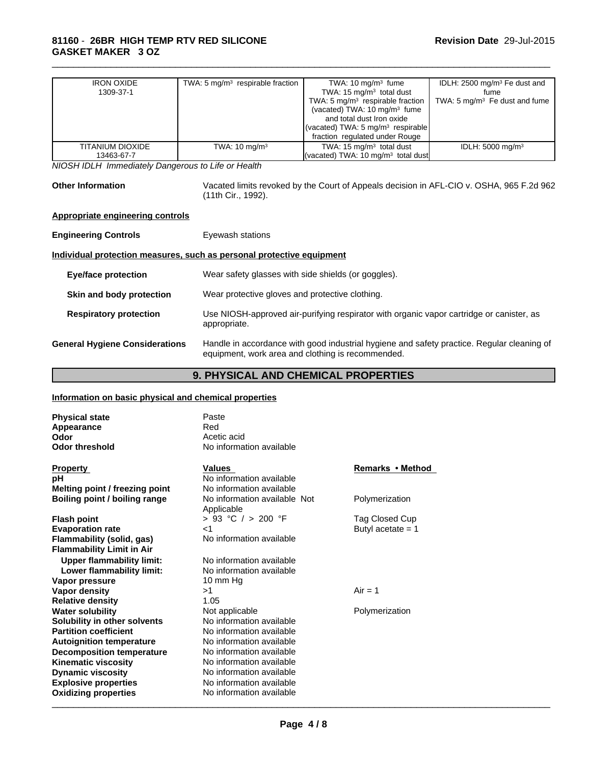| | | | |
|---|---|---|---|
| IRON OXIDE 1309-37-1 | TWA: 5 mg/m³ respirable fraction | TWA: 10 mg/m³ fume TWA: 15 mg/m³ total dust TWA: 5 mg/m³ respirable fraction (vacated) TWA: 10 mg/m³ fume and total dust Iron oxide (vacated) TWA: 5 mg/m³ respirable fraction regulated under Rouge | IDLH: 2500 mg/m³ Fe dust and fume TWA: 5 mg/m³ Fe dust and fume |
| TITANIUM DIOXIDE 13463-67-7 | TWA: 10 mg/m³ | TWA: 15 mg/m³ total dust (vacated) TWA: 10 mg/m³ total dust | IDLH: 5000 mg/m³ |

*NIOSH IDLH Immediately Dangerous to Life or Health*

**Other Information** Vacated limits revoked by the Court of Appeals decision in AFL-CIO v. OSHA, 965 F.2d 962 (11th Cir., 1992).

**Appropriate engineering controls**

**Engineering Controls** Eyewash stations

**Individual protection measures, such as personal protective equipment**

**Eye/face protection** Wear safety glasses with side shields (or goggles).

**Skin and body protection** Wear protective gloves and protective clothing.

**Respiratory protection** Use NIOSH-approved air-purifying respirator with organic vapor cartridge or canister, as appropriate.

**General Hygiene Considerations** Handle in accordance with good industrial hygiene and safety practice. Regular cleaning of equipment, work area and clothing is recommended.

## 9. PHYSICAL AND CHEMICAL PROPERTIES

**Information on basic physical and chemical properties**

**Physical state** Paste
**Appearance** Red
**Odor** Acetic acid
**Odor threshold** No information available

| Property | Values | Remarks • Method |
|---|---|---|
| **pH** | No information available | |
| **Melting point / freezing point** | No information available | |
| **Boiling point / boiling range** | No information available Not Applicable | Polymerization |
| **Flash point** | > 93 °C / > 200 °F | Tag Closed Cup |
| **Evaporation rate** | <1 | Butyl acetate = 1 |
| **Flammability (solid, gas)** | No information available | |
| **Flammability Limit in Air** | | |
| **Upper flammability limit:** | No information available | |
| **Lower flammability limit:** | No information available | |
| **Vapor pressure** | 10 mm Hg | |
| **Vapor density** | >1 | Air = 1 |
| **Relative density** | 1.05 | |
| **Water solubility** | Not applicable | Polymerization |
| **Solubility in other solvents** | No information available | |
| **Partition coefficient** | No information available | |
| **Autoignition temperature** | No information available | |
| **Decomposition temperature** | No information available | |
| **Kinematic viscosity** | No information available | |
| **Dynamic viscosity** | No information available | |
| **Explosive properties** | No information available | |
| **Oxidizing properties** | No information available | |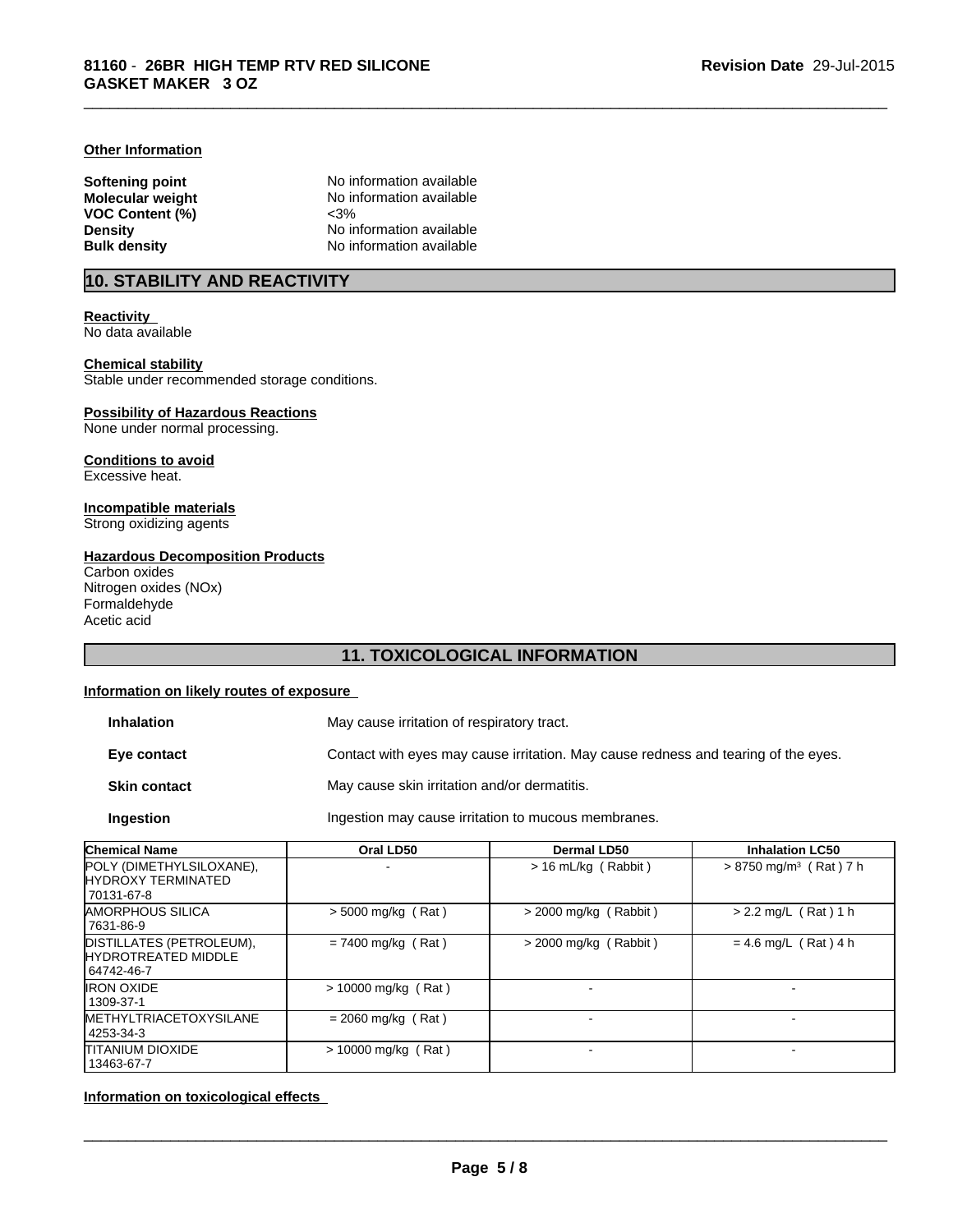**Other Information**

| | |
|---|---|
| **Softening point** | No information available |
| **Molecular weight** | No information available |
| **VOC Content (%)** | <3% |
| **Density** | No information available |
| **Bulk density** | No information available |

## 10. STABILITY AND REACTIVITY

**Reactivity**
No data available

**Chemical stability**
Stable under recommended storage conditions.

**Possibility of Hazardous Reactions**
None under normal processing.

**Conditions to avoid**
Excessive heat.

**Incompatible materials**
Strong oxidizing agents

**Hazardous Decomposition Products**
Carbon oxides
Nitrogen oxides (NOx)
Formaldehyde
Acetic acid

## 11. TOXICOLOGICAL INFORMATION

**Information on likely routes of exposure**

| | |
|---|---|
| **Inhalation** | May cause irritation of respiratory tract. |
| **Eye contact** | Contact with eyes may cause irritation. May cause redness and tearing of the eyes. |
| **Skin contact** | May cause skin irritation and/or dermatitis. |
| **Ingestion** | Ingestion may cause irritation to mucous membranes. |

| Chemical Name | Oral LD50 | Dermal LD50 | Inhalation LC50 |
|---|---|---|---|
| POLY (DIMETHYLSILOXANE), HYDROXY TERMINATED 70131-67-8 | - | > 16 mL/kg ( Rabbit ) | > 8750 mg/m³ ( Rat ) 7 h |
| AMORPHOUS SILICA 7631-86-9 | > 5000 mg/kg ( Rat ) | > 2000 mg/kg ( Rabbit ) | > 2.2 mg/L ( Rat ) 1 h |
| DISTILLATES (PETROLEUM), HYDROTREATED MIDDLE 64742-46-7 | = 7400 mg/kg ( Rat ) | > 2000 mg/kg ( Rabbit ) | = 4.6 mg/L ( Rat ) 4 h |
| IRON OXIDE 1309-37-1 | > 10000 mg/kg ( Rat ) | - | - |
| METHYLTRIACETOXYSILANE 4253-34-3 | = 2060 mg/kg ( Rat ) | - | - |
| TITANIUM DIOXIDE 13463-67-7 | > 10000 mg/kg ( Rat ) | - | - |

**Information on toxicological effects**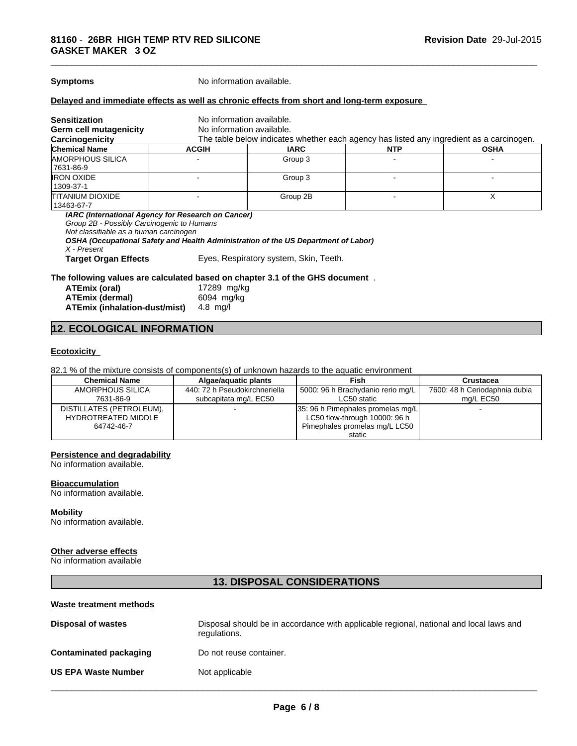**Symptoms** No information available.

**Delayed and immediate effects as well as chronic effects from short and long-term exposure**

**Sensitization** No information available.

**Germ cell mutagenicity** No information available.

**Carcinogenicity** The table below indicates whether each agency has listed any ingredient as a carcinogen.

| Chemical Name | ACGIH | IARC | NTP | OSHA |
|---|---|---|---|---|
| AMORPHOUS SILICA 7631-86-9 | - | Group 3 | - | - |
| IRON OXIDE 1309-37-1 | - | Group 3 | - | - |
| TITANIUM DIOXIDE 13463-67-7 | - | Group 2B | - | X |

***IARC (International Agency for Research on Cancer)***
*Group 2B - Possibly Carcinogenic to Humans*
*Not classifiable as a human carcinogen*
***OSHA (Occupational Safety and Health Administration of the US Department of Labor)***
*X - Present*

**Target Organ Effects** Eyes, Respiratory system, Skin, Teeth.

**The following values are calculated based on chapter 3.1 of the GHS document** .

**ATEmix (oral)** 17289 mg/kg
**ATEmix (dermal)** 6094 mg/kg
**ATEmix (inhalation-dust/mist)** 4.8 mg/l

## 12. ECOLOGICAL INFORMATION

**Ecotoxicity**

82.1 % of the mixture consists of components(s) of unknown hazards to the aquatic environment

| Chemical Name | Algae/aquatic plants | Fish | Crustacea |
|---|---|---|---|
| AMORPHOUS SILICA 7631-86-9 | 440: 72 h Pseudokirchneriella subcapitata mg/L EC50 | 5000: 96 h Brachydanio rerio mg/L LC50 static | 7600: 48 h Ceriodaphnia dubia mg/L EC50 |
| DISTILLATES (PETROLEUM), HYDROTREATED MIDDLE 64742-46-7 | - | 35: 96 h Pimephales promelas mg/L LC50 flow-through 10000: 96 h Pimephales promelas mg/L LC50 static | - |

**Persistence and degradability**
No information available.

**Bioaccumulation**
No information available.

**Mobility**
No information available.

**Other adverse effects**
No information available

## 13. DISPOSAL CONSIDERATIONS

**Waste treatment methods**

**Disposal of wastes** Disposal should be in accordance with applicable regional, national and local laws and regulations.

**Contaminated packaging** Do not reuse container.

**US EPA Waste Number** Not applicable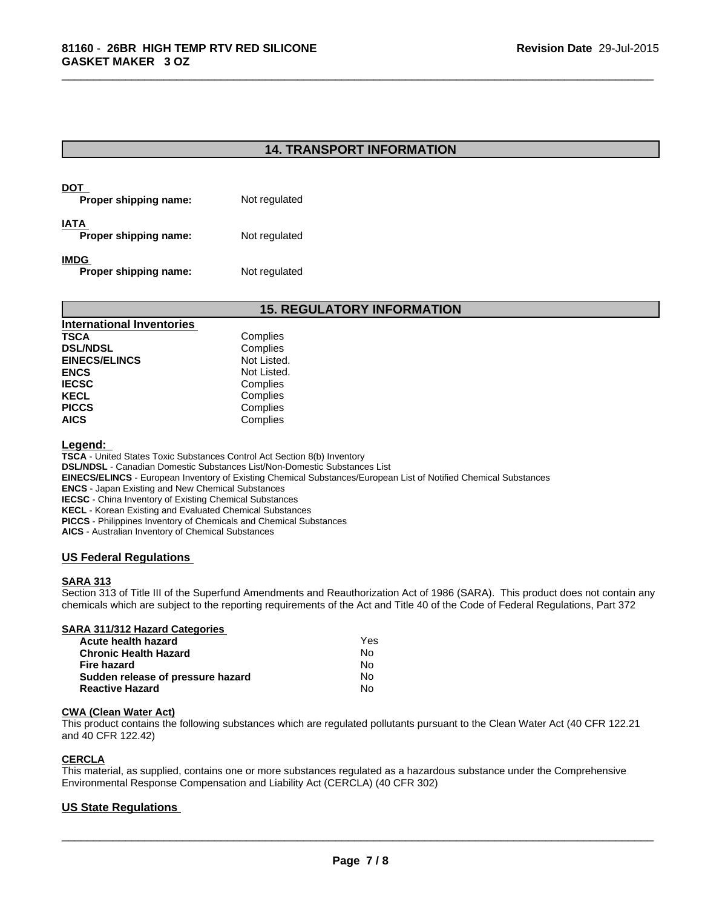## 14. TRANSPORT INFORMATION

**DOT**

**Proper shipping name:** Not regulated

**IATA**

**Proper shipping name:** Not regulated

**IMDG**

**Proper shipping name:** Not regulated

## 15. REGULATORY INFORMATION

**International Inventories**

| | |
|---|---|
| **TSCA** | Complies |
| **DSL/NDSL** | Complies |
| **EINECS/ELINCS** | Not Listed. |
| **ENCS** | Not Listed. |
| **IECSC** | Complies |
| **KECL** | Complies |
| **PICCS** | Complies |
| **AICS** | Complies |

**Legend:**

**TSCA** - United States Toxic Substances Control Act Section 8(b) Inventory
**DSL/NDSL** - Canadian Domestic Substances List/Non-Domestic Substances List
**EINECS/ELINCS** - European Inventory of Existing Chemical Substances/European List of Notified Chemical Substances
**ENCS** - Japan Existing and New Chemical Substances
**IECSC** - China Inventory of Existing Chemical Substances
**KECL** - Korean Existing and Evaluated Chemical Substances
**PICCS** - Philippines Inventory of Chemicals and Chemical Substances
**AICS** - Australian Inventory of Chemical Substances

### US Federal Regulations

**SARA 313**

Section 313 of Title III of the Superfund Amendments and Reauthorization Act of 1986 (SARA). This product does not contain any chemicals which are subject to the reporting requirements of the Act and Title 40 of the Code of Federal Regulations, Part 372

**SARA 311/312 Hazard Categories**

| | |
|---|---|
| **Acute health hazard** | Yes |
| **Chronic Health Hazard** | No |
| **Fire hazard** | No |
| **Sudden release of pressure hazard** | No |
| **Reactive Hazard** | No |

**CWA (Clean Water Act)**

This product contains the following substances which are regulated pollutants pursuant to the Clean Water Act (40 CFR 122.21 and 40 CFR 122.42)

**CERCLA**

This material, as supplied, contains one or more substances regulated as a hazardous substance under the Comprehensive Environmental Response Compensation and Liability Act (CERCLA) (40 CFR 302)

### US State Regulations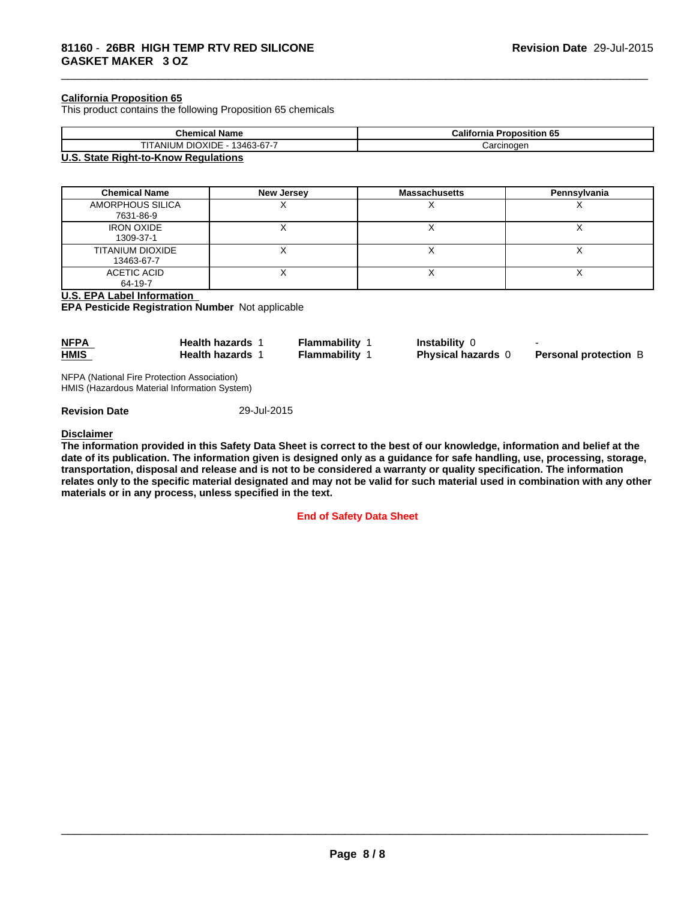### California Proposition 65

This product contains the following Proposition 65 chemicals

| Chemical Name | California Proposition 65 |
|---|---|
| TITANIUM DIOXIDE - 13463-67-7 | Carcinogen |

### U.S. State Right-to-Know Regulations

| Chemical Name | New Jersey | Massachusetts | Pennsylvania |
|---|---|---|---|
| AMORPHOUS SILICA 7631-86-9 | X | X | X |
| IRON OXIDE 1309-37-1 | X | X | X |
| TITANIUM DIOXIDE 13463-67-7 | X | X | X |
| ACETIC ACID 64-19-7 | X | X | X |

### U.S. EPA Label Information

**EPA Pesticide Registration Number** Not applicable

| | | | | |
|---|---|---|---|---|
| **NFPA** | **Health hazards** 1 | **Flammability** 1 | **Instability** 0 | - |
| **HMIS** | **Health hazards** 1 | **Flammability** 1 | **Physical hazards** 0 | **Personal protection** B |

NFPA (National Fire Protection Association)
HMIS (Hazardous Material Information System)

**Revision Date** 29-Jul-2015

### Disclaimer

**The information provided in this Safety Data Sheet is correct to the best of our knowledge, information and belief at the date of its publication. The information given is designed only as a guidance for safe handling, use, processing, storage, transportation, disposal and release and is not to be considered a warranty or quality specification. The information relates only to the specific material designated and may not be valid for such material used in combination with any other materials or in any process, unless specified in the text.**

**End of Safety Data Sheet**